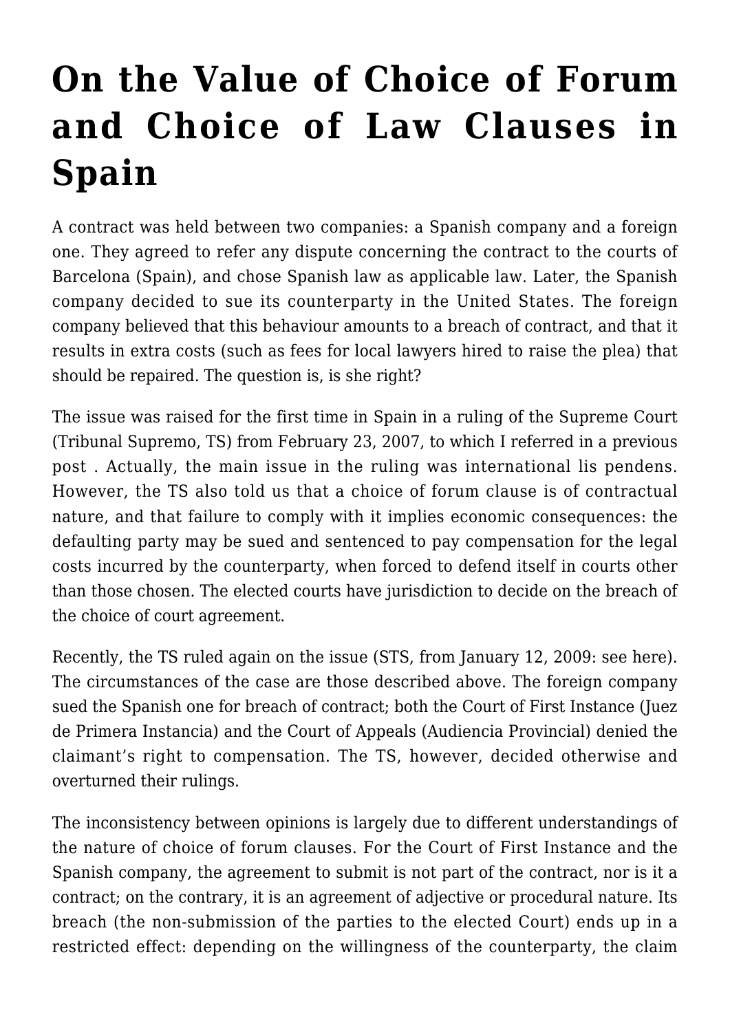# On the Value of Choice of Forum and Choice of Law Clauses in Spain

A contract was held between two companies: a Spanish company and a foreign one. They agreed to refer any dispute concerning the contract to the courts of Barcelona (Spain), and chose Spanish law as applicable law. Later, the Spanish company decided to sue its counterparty in the United States. The foreign company believed that this behaviour amounts to a breach of contract, and that it results in extra costs (such as fees for local lawyers hired to raise the plea) that should be repaired. The question is, is she right?

The issue was raised for the first time in Spain in a ruling of the Supreme Court (Tribunal Supremo, TS) from February 23, 2007, to which I referred in a previous post . Actually, the main issue in the ruling was international lis pendens. However, the TS also told us that a choice of forum clause is of contractual nature, and that failure to comply with it implies economic consequences: the defaulting party may be sued and sentenced to pay compensation for the legal costs incurred by the counterparty, when forced to defend itself in courts other than those chosen. The elected courts have jurisdiction to decide on the breach of the choice of court agreement.

Recently, the TS ruled again on the issue (STS, from January 12, 2009: see here). The circumstances of the case are those described above. The foreign company sued the Spanish one for breach of contract; both the Court of First Instance (Juez de Primera Instancia) and the Court of Appeals (Audiencia Provincial) denied the claimant's right to compensation. The TS, however, decided otherwise and overturned their rulings.

The inconsistency between opinions is largely due to different understandings of the nature of choice of forum clauses. For the Court of First Instance and the Spanish company, the agreement to submit is not part of the contract, nor is it a contract; on the contrary, it is an agreement of adjective or procedural nature. Its breach (the non-submission of the parties to the elected Court) ends up in a restricted effect: depending on the willingness of the counterparty, the claim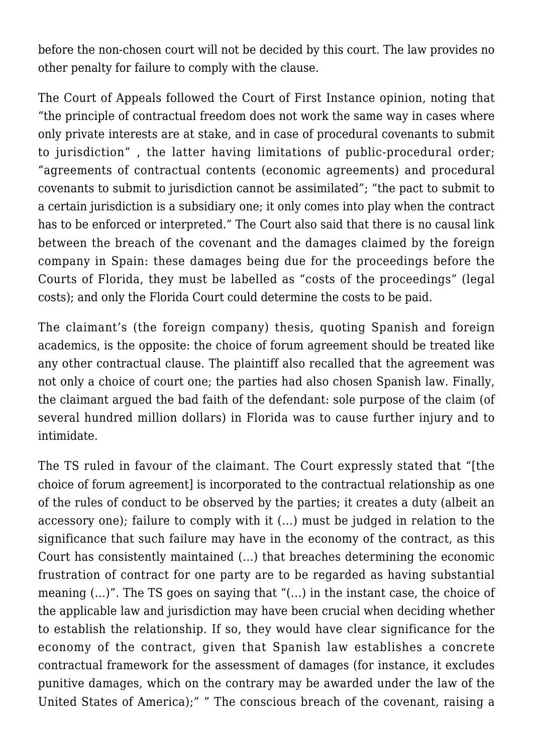before the non-chosen court will not be decided by this court. The law provides no other penalty for failure to comply with the clause.

The Court of Appeals followed the Court of First Instance opinion, noting that “the principle of contractual freedom does not work the same way in cases where only private interests are at stake, and in case of procedural covenants to submit to jurisdiction” , the latter having limitations of public-procedural order; “agreements of contractual contents (economic agreements) and procedural covenants to submit to jurisdiction cannot be assimilated”; “the pact to submit to a certain jurisdiction is a subsidiary one; it only comes into play when the contract has to be enforced or interpreted.” The Court also said that there is no causal link between the breach of the covenant and the damages claimed by the foreign company in Spain: these damages being due for the proceedings before the Courts of Florida, they must be labelled as “costs of the proceedings” (legal costs); and only the Florida Court could determine the costs to be paid.

The claimant’s (the foreign company) thesis, quoting Spanish and foreign academics, is the opposite: the choice of forum agreement should be treated like any other contractual clause. The plaintiff also recalled that the agreement was not only a choice of court one; the parties had also chosen Spanish law. Finally, the claimant argued the bad faith of the defendant: sole purpose of the claim (of several hundred million dollars) in Florida was to cause further injury and to intimidate.

The TS ruled in favour of the claimant. The Court expressly stated that “[the choice of forum agreement] is incorporated to the contractual relationship as one of the rules of conduct to be observed by the parties; it creates a duty (albeit an accessory one); failure to comply with it (…) must be judged in relation to the significance that such failure may have in the economy of the contract, as this Court has consistently maintained (…) that breaches determining the economic frustration of contract for one party are to be regarded as having substantial meaning (…)”. The TS goes on saying that “(…) in the instant case, the choice of the applicable law and jurisdiction may have been crucial when deciding whether to establish the relationship. If so, they would have clear significance for the economy of the contract, given that Spanish law establishes a concrete contractual framework for the assessment of damages (for instance, it excludes punitive damages, which on the contrary may be awarded under the law of the United States of America);” ” The conscious breach of the covenant, raising a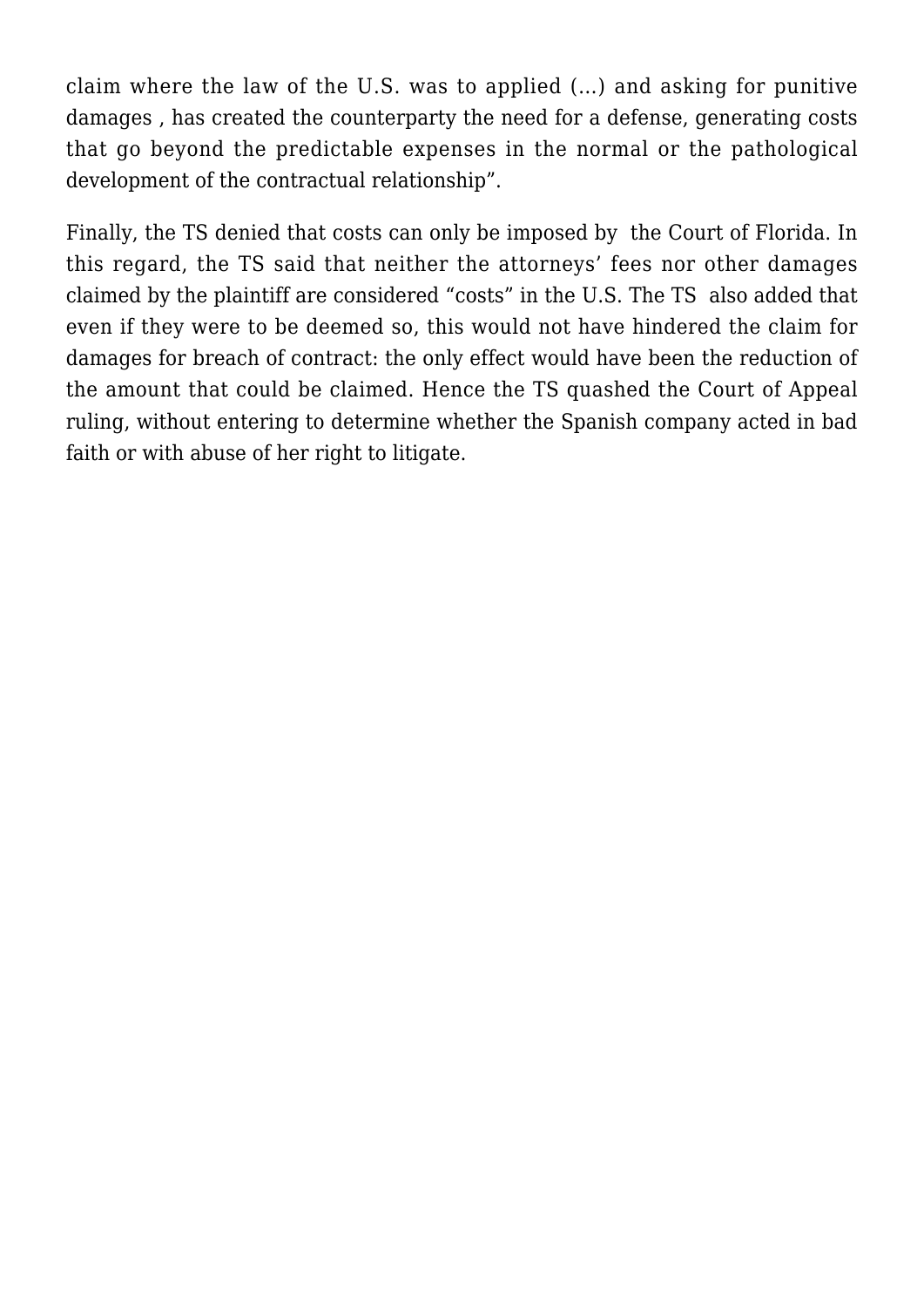claim where the law of the U.S. was to applied (…) and asking for punitive damages , has created the counterparty the need for a defense, generating costs that go beyond the predictable expenses in the normal or the pathological development of the contractual relationship”.

Finally, the TS denied that costs can only be imposed by the Court of Florida. In this regard, the TS said that neither the attorneys' fees nor other damages claimed by the plaintiff are considered "costs" in the U.S. The TS also added that even if they were to be deemed so, this would not have hindered the claim for damages for breach of contract: the only effect would have been the reduction of the amount that could be claimed. Hence the TS quashed the Court of Appeal ruling, without entering to determine whether the Spanish company acted in bad faith or with abuse of her right to litigate.